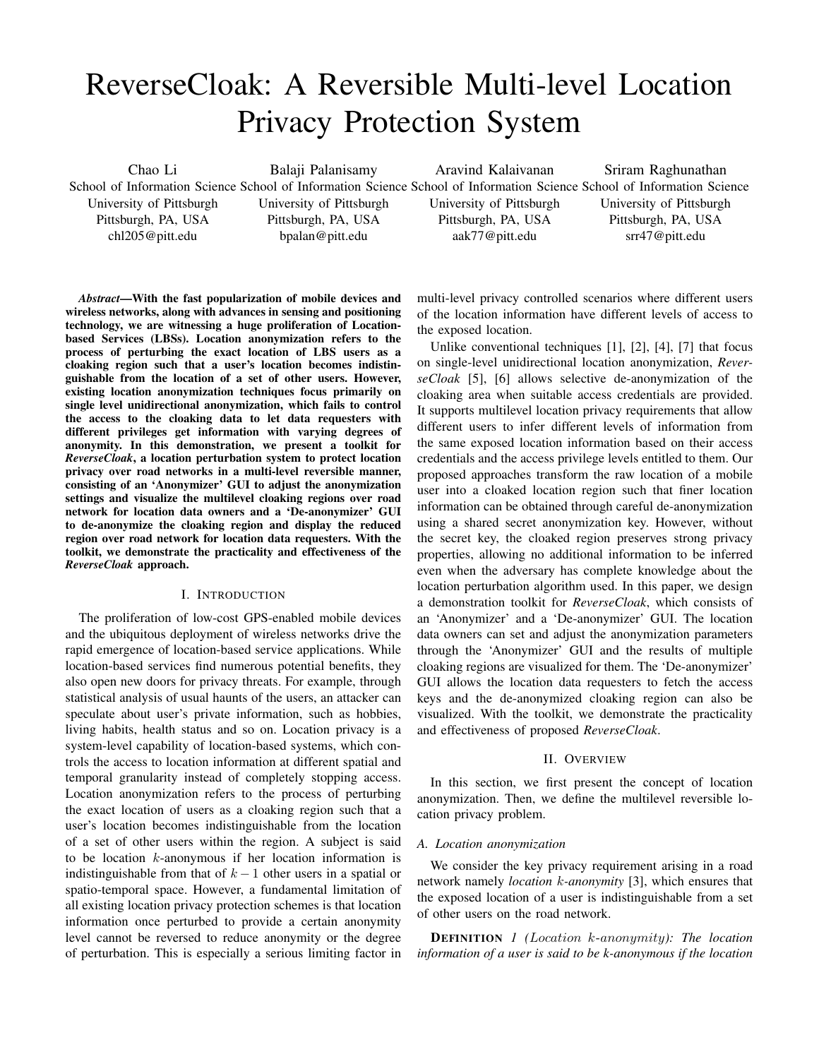# ReverseCloak: A Reversible Multi-level Location Privacy Protection System

Chao Li
School of Information Science
University of Pittsburgh
Pittsburgh, PA, USA
chl205@pitt.edu

Balaji Palanisamy
School of Information Science
University of Pittsburgh
Pittsburgh, PA, USA
bpalan@pitt.edu

Aravind Kalaivanan
School of Information Science
University of Pittsburgh
Pittsburgh, PA, USA
aak77@pitt.edu

Sriram Raghunathan
School of Information Science
University of Pittsburgh
Pittsburgh, PA, USA
srr47@pitt.edu

***Abstract*—With the fast popularization of mobile devices and wireless networks, along with advances in sensing and positioning technology, we are witnessing a huge proliferation of Location-based Services (LBSs). Location anonymization refers to the process of perturbing the exact location of LBS users as a cloaking region such that a user's location becomes indistinguishable from the location of a set of other users. However, existing location anonymization techniques focus primarily on single level unidirectional anonymization, which fails to control the access to the cloaking data to let data requesters with different privileges get information with varying degrees of anonymity. In this demonstration, we present a toolkit for *ReverseCloak*, a location perturbation system to protect location privacy over road networks in a multi-level reversible manner, consisting of an 'Anonymizer' GUI to adjust the anonymization settings and visualize the multilevel cloaking regions over road network for location data owners and a 'De-anonymizer' GUI to de-anonymize the cloaking region and display the reduced region over road network for location data requesters. With the toolkit, we demonstrate the practicality and effectiveness of the *ReverseCloak* approach.**

## I. Introduction

The proliferation of low-cost GPS-enabled mobile devices and the ubiquitous deployment of wireless networks drive the rapid emergence of location-based service applications. While location-based services find numerous potential benefits, they also open new doors for privacy threats. For example, through statistical analysis of usual haunts of the users, an attacker can speculate about user's private information, such as hobbies, living habits, health status and so on. Location privacy is a system-level capability of location-based systems, which controls the access to location information at different spatial and temporal granularity instead of completely stopping access. Location anonymization refers to the process of perturbing the exact location of users as a cloaking region such that a user's location becomes indistinguishable from the location of a set of other users within the region. A subject is said to be location $k$-anonymous if her location information is indistinguishable from that of $k-1$ other users in a spatial or spatio-temporal space. However, a fundamental limitation of all existing location privacy protection schemes is that location information once perturbed to provide a certain anonymity level cannot be reversed to reduce anonymity or the degree of perturbation. This is especially a serious limiting factor in multi-level privacy controlled scenarios where different users of the location information have different levels of access to the exposed location.

Unlike conventional techniques [1], [2], [4], [7] that focus on single-level unidirectional location anonymization, *ReverseCloak* [5], [6] allows selective de-anonymization of the cloaking area when suitable access credentials are provided. It supports multilevel location privacy requirements that allow different users to infer different levels of information from the same exposed location information based on their access credentials and the access privilege levels entitled to them. Our proposed approaches transform the raw location of a mobile user into a cloaked location region such that finer location information can be obtained through careful de-anonymization using a shared secret anonymization key. However, without the secret key, the cloaked region preserves strong privacy properties, allowing no additional information to be inferred even when the adversary has complete knowledge about the location perturbation algorithm used. In this paper, we design a demonstration toolkit for *ReverseCloak*, which consists of an 'Anonymizer' and a 'De-anonymizer' GUI. The location data owners can set and adjust the anonymization parameters through the 'Anonymizer' GUI and the results of multiple cloaking regions are visualized for them. The 'De-anonymizer' GUI allows the location data requesters to fetch the access keys and the de-anonymized cloaking region can also be visualized. With the toolkit, we demonstrate the practicality and effectiveness of proposed *ReverseCloak*.

## II. Overview

In this section, we first present the concept of location anonymization. Then, we define the multilevel reversible location privacy problem.

### A. Location anonymization

We consider the key privacy requirement arising in a road network namely *location $k$-anonymity* [3], which ensures that the exposed location of a user is indistinguishable from a set of other users on the road network.

**Definition** 1 *(Location $k$-anonymity): The location information of a user is said to be k-anonymous if the location*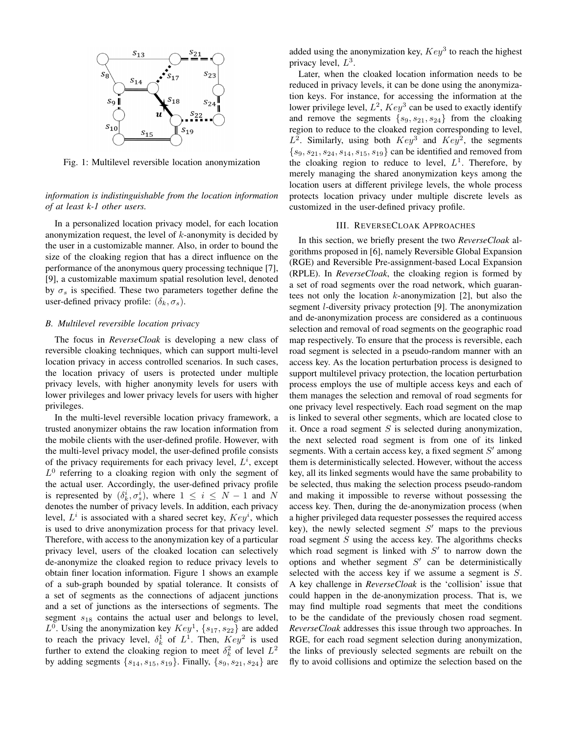Fig. 1: Multilevel reversible location anonymization

*information is indistinguishable from the location information of at least k-1 other users.*

In a personalized location privacy model, for each location anonymization request, the level of $k$-anonymity is decided by the user in a customizable manner. Also, in order to bound the size of the cloaking region that has a direct influence on the performance of the anonymous query processing technique [7], [9], a customizable maximum spatial resolution level, denoted by $\sigma_s$ is specified. These two parameters together define the user-defined privacy profile: $(\delta_k, \sigma_s)$.

### B. Multilevel reversible location privacy

The focus in *ReverseCloak* is developing a new class of reversible cloaking techniques, which can support multi-level location privacy in access controlled scenarios. In such cases, the location privacy of users is protected under multiple privacy levels, with higher anonymity levels for users with lower privileges and lower privacy levels for users with higher privileges.

In the multi-level reversible location privacy framework, a trusted anonymizer obtains the raw location information from the mobile clients with the user-defined profile. However, with the multi-level privacy model, the user-defined profile consists of the privacy requirements for each privacy level, $L^i$, except $L^0$ referring to a cloaking region with only the segment of the actual user. Accordingly, the user-defined privacy profile is represented by $(\delta_k^i, \sigma_s^i)$, where $1 \leq i \leq N-1$ and $N$ denotes the number of privacy levels. In addition, each privacy level, $L^i$ is associated with a shared secret key, $Key^i$, which is used to drive anonymization process for that privacy level. Therefore, with access to the anonymization key of a particular privacy level, users of the cloaked location can selectively de-anonymize the cloaked region to reduce privacy levels to obtain finer location information. Figure 1 shows an example of a sub-graph bounded by spatial tolerance. It consists of a set of segments as the connections of adjacent junctions and a set of junctions as the intersections of segments. The segment $s_{18}$ contains the actual user and belongs to level, $L^0$. Using the anonymization key $Key^1$, $\{s_{17}, s_{22}\}$ are added to reach the privacy level, $\delta_k^1$ of $L^1$. Then, $Key^2$ is used further to extend the cloaking region to meet $\delta_k^2$ of level $L^2$ by adding segments $\{s_{14}, s_{15}, s_{19}\}$. Finally, $\{s_9, s_{21}, s_{24}\}$ are added using the anonymization key, $Key^3$ to reach the highest privacy level, $L^3$.

Later, when the cloaked location information needs to be reduced in privacy levels, it can be done using the anonymization keys. For instance, for accessing the information at the lower privilege level, $L^2$, $Key^3$ can be used to exactly identify and remove the segments $\{s_9, s_{21}, s_{24}\}$ from the cloaking region to reduce to the cloaked region corresponding to level, $L^2$. Similarly, using both $Key^3$ and $Key^2$, the segments $\{s_9, s_{21}, s_{24}, s_{14}, s_{15}, s_{19}\}$ can be identified and removed from the cloaking region to reduce to level, $L^1$. Therefore, by merely managing the shared anonymization keys among the location users at different privilege levels, the whole process protects location privacy under multiple discrete levels as customized in the user-defined privacy profile.

## III. ReverseCloak Approaches

In this section, we briefly present the two *ReverseCloak* algorithms proposed in [6], namely Reversible Global Expansion (RGE) and Reversible Pre-assignment-based Local Expansion (RPLE). In *ReverseCloak*, the cloaking region is formed by a set of road segments over the road network, which guarantees not only the location $k$-anonymization [2], but also the segment $l$-diversity privacy protection [9]. The anonymization and de-anonymization process are considered as a continuous selection and removal of road segments on the geographic road map respectively. To ensure that the process is reversible, each road segment is selected in a pseudo-random manner with an access key. As the location perturbation process is designed to support multilevel privacy protection, the location perturbation process employs the use of multiple access keys and each of them manages the selection and removal of road segments for one privacy level respectively. Each road segment on the map is linked to several other segments, which are located close to it. Once a road segment $S$ is selected during anonymization, the next selected road segment is from one of its linked segments. With a certain access key, a fixed segment $S'$ among them is deterministically selected. However, without the access key, all its linked segments would have the same probability to be selected, thus making the selection process pseudo-random and making it impossible to reverse without possessing the access key. Then, during the de-anonymization process (when a higher privileged data requester possesses the required access key), the newly selected segment $S'$ maps to the previous road segment $S$ using the access key. The algorithms checks which road segment is linked with $S'$ to narrow down the options and whether segment $S'$ can be deterministically selected with the access key if we assume a segment is $S$. A key challenge in *ReverseCloak* is the 'collision' issue that could happen in the de-anonymization process. That is, we may find multiple road segments that meet the conditions to be the candidate of the previously chosen road segment. *ReverseCloak* addresses this issue through two approaches. In RGE, for each road segment selection during anonymization, the links of previously selected segments are rebuilt on the fly to avoid collisions and optimize the selection based on the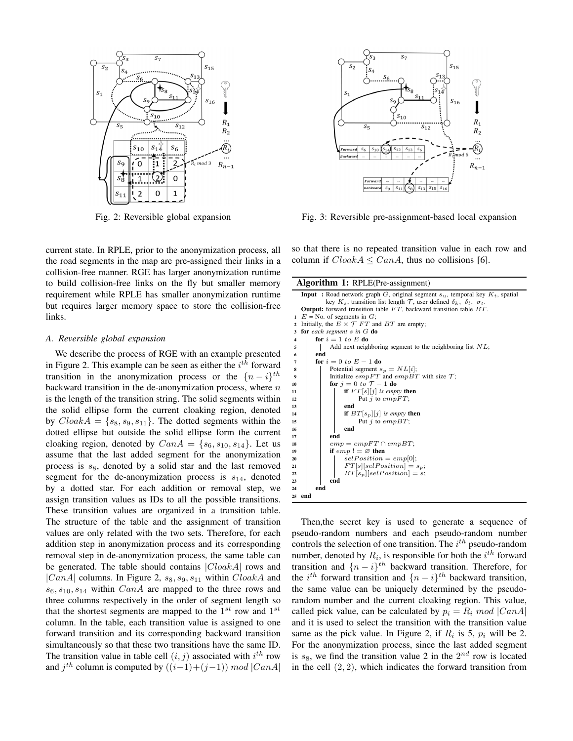Fig. 2: Reversible global expansion

Fig. 3: Reversible pre-assignment-based local expansion

current state. In RPLE, prior to the anonymization process, all the road segments in the map are pre-assigned their links in a collision-free manner. RGE has larger anonymization runtime to build collision-free links on the fly but smaller memory requirement while RPLE has smaller anonymization runtime but requires larger memory space to store the collision-free links.

### A. Reversible global expansion

We describe the process of RGE with an example presented in Figure 2. This example can be seen as either the $i^{th}$ forward transition in the anonymization process or the $\{n-i\}^{th}$ backward transition in the de-anonymization process, where $n$ is the length of the transition string. The solid segments within the solid ellipse form the current cloaking region, denoted by $CloakA = \{s_8, s_9, s_{11}\}$. The dotted segments within the dotted ellipse but outside the solid ellipse form the current cloaking region, denoted by $CanA = \{s_6, s_{10}, s_{14}\}$. Let us assume that the last added segment for the anonymization process is $s_8$, denoted by a solid star and the last removed segment for the de-anonymization process is $s_{14}$, denoted by a dotted star. For each addition or removal step, we assign transition values as IDs to all the possible transitions. These transition values are organized in a transition table. The structure of the table and the assignment of transition values are only related with the two sets. Therefore, for each addition step in anonymization process and its corresponding removal step in de-anonymization process, the same table can be generated. The table should contains $|CloakA|$ rows and $|CanA|$ columns. In Figure 2, $s_8, s_9, s_{11}$ within $CloakA$ and $s_6, s_{10}, s_{14}$ within $CanA$ are mapped to the three rows and three columns respectively in the order of segment length so that the shortest segments are mapped to the $1^{st}$ row and $1^{st}$ column. In the table, each transition value is assigned to one forward transition and its corresponding backward transition simultaneously so that these two transitions have the same ID. The transition value in table cell $(i, j)$ associated with $i^{th}$ row and $j^{th}$ column is computed by $((i-1)+(j-1)) \bmod |CanA|$ so that there is no repeated transition value in each row and column if $CloakA \leq CanA$, thus no collisions [6].

**Algorithm 1:** RPLE(Pre-assignment)

```
Input : Road network graph G, original segment s_u, temporal key K_t, spatial
        key K_s, transition list length T, user defined δ_k, δ_l, σ_t.
Output: forward transition table FT, backward transition table BT.
1  E = No. of segments in G;
2  Initially, the E × T FT and BT are empty;
3  for each segment s in G do
4      for i = 1 to E do
5          Add next neighboring segment to the neighboring list NL;
6      end
7      for i = 0 to E − 1 do
8          Potential segment s_p = NL[i];
9          Initialize empFT and empBT with size T;
10         for j = 0 to T − 1 do
11             if FT[s][j] is empty then
12                 Put j to empFT;
13             end
14             if BT[s_p][j] is empty then
15                 Put j to empBT;
16             end
17         end
18         emp = empFT ∩ empBT;
19         if emp != ∅ then
20             selPosition = emp[0];
21             FT[s][selPosition] = s_p;
22             BT[s_p][selPosition] = s;
23         end
24     end
25 end
```

Then,the secret key is used to generate a sequence of pseudo-random numbers and each pseudo-random number controls the selection of one transition. The $i^{th}$ pseudo-random number, denoted by $R_i$, is responsible for both the $i^{th}$ forward transition and $\{n-i\}^{th}$ backward transition. Therefore, for the $i^{th}$ forward transition and $\{n-i\}^{th}$ backward transition, the same value can be uniquely determined by the pseudo-random number and the current cloaking region. This value, called pick value, can be calculated by $p_i = R_i \bmod |CanA|$ and it is used to select the transition with the transition value same as the pick value. In Figure 2, if $R_i$ is 5, $p_i$ will be 2. For the anonymization process, since the last added segment is $s_8$, we find the transition value 2 in the $2^{nd}$ row is located in the cell $(2, 2)$, which indicates the forward transition from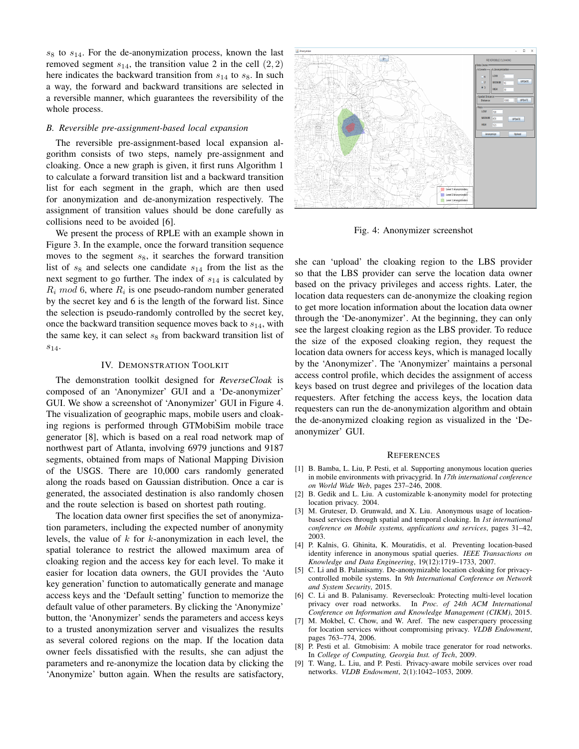$s_8$ to $s_{14}$. For the de-anonymization process, known the last removed segment $s_{14}$, the transition value 2 in the cell $(2, 2)$ here indicates the backward transition from $s_{14}$ to $s_8$. In such a way, the forward and backward transitions are selected in a reversible manner, which guarantees the reversibility of the whole process.

### *B. Reversible pre-assignment-based local expansion*

The reversible pre-assignment-based local expansion algorithm consists of two steps, namely pre-assignment and cloaking. Once a new graph is given, it first runs Algorithm 1 to calculate a forward transition list and a backward transition list for each segment in the graph, which are then used for anonymization and de-anonymization respectively. The assignment of transition values should be done carefully as collisions need to be avoided [6].

We present the process of RPLE with an example shown in Figure 3. In the example, once the forward transition sequence moves to the segment $s_8$, it searches the forward transition list of $s_8$ and selects one candidate $s_{14}$ from the list as the next segment to go further. The index of $s_{14}$ is calculated by $R_i \ mod \ 6$, where $R_i$ is one pseudo-random number generated by the secret key and 6 is the length of the forward list. Since the selection is pseudo-randomly controlled by the secret key, once the backward transition sequence moves back to $s_{14}$, with the same key, it can select $s_8$ from backward transition list of $s_{14}$.

## IV. Demonstration Toolkit

The demonstration toolkit designed for *ReverseCloak* is composed of an 'Anonymizer' GUI and a 'De-anonymizer' GUI. We show a screenshot of 'Anonymizer' GUI in Figure 4. The visualization of geographic maps, mobile users and cloaking regions is performed through GTMobiSim mobile trace generator [8], which is based on a real road network map of northwest part of Atlanta, involving 6979 junctions and 9187 segments, obtained from maps of National Mapping Division of the USGS. There are 10,000 cars randomly generated along the roads based on Gaussian distribution. Once a car is generated, the associated destination is also randomly chosen and the route selection is based on shortest path routing.

The location data owner first specifies the set of anonymization parameters, including the expected number of anonymity levels, the value of $k$ for $k$-anonymization in each level, the spatial tolerance to restrict the allowed maximum area of cloaking region and the access key for each level. To make it easier for location data owners, the GUI provides the 'Auto key generation' function to automatically generate and manage access keys and the 'Default setting' function to memorize the default value of other parameters. By clicking the 'Anonymize' button, the 'Anonymizer' sends the parameters and access keys to a trusted anonymization server and visualizes the results as several colored regions on the map. If the location data owner feels dissatisfied with the results, she can adjust the parameters and re-anonymize the location data by clicking the 'Anonymize' button again. When the results are satisfactory, she can 'upload' the cloaking region to the LBS provider so that the LBS provider can serve the location data owner based on the privacy privileges and access rights. Later, the location data requesters can de-anonymize the cloaking region to get more location information about the location data owner through the 'De-anonymizer'. At the beginning, they can only see the largest cloaking region as the LBS provider. To reduce the size of the exposed cloaking region, they request the location data owners for access keys, which is managed locally by the 'Anonymizer'. The 'Anonymizer' maintains a personal access control profile, which decides the assignment of access keys based on trust degree and privileges of the location data requesters. After fetching the access keys, the location data requesters can run the de-anonymization algorithm and obtain the de-anonymized cloaking region as visualized in the 'De-anonymizer' GUI.

Fig. 4: Anonymizer screenshot

## References

[1] B. Bamba, L. Liu, P. Pesti, et al. Supporting anonymous location queries in mobile environments with privacygrid. In *17th international conference on World Wide Web*, pages 237–246, 2008.

[2] B. Gedik and L. Liu. A customizable k-anonymity model for protecting location privacy. 2004.

[3] M. Gruteser, D. Grunwald, and X. Liu. Anonymous usage of location-based services through spatial and temporal cloaking. In *1st international conference on Mobile systems, applications and services*, pages 31–42, 2003.

[4] P. Kalnis, G. Ghinita, K. Mouratidis, et al. Preventing location-based identity inference in anonymous spatial queries. *IEEE Transactions on Knowledge and Data Engineering*, 19(12):1719–1733, 2007.

[5] C. Li and B. Palanisamy. De-anonymizable location cloaking for privacy-controlled mobile systems. In *9th International Conference on Network and System Security*, 2015.

[6] C. Li and B. Palanisamy. Reversecloak: Protecting multi-level location privacy over road networks. In *Proc. of 24th ACM International Conference on Information and Knowledge Management (CIKM)*, 2015.

[7] M. Mokbel, C. Chow, and W. Aref. The new casper:query processing for location services without compromising privacy. *VLDB Endowment*, pages 763–774, 2006.

[8] P. Pesti et al. Gtmobisim: A mobile trace generator for road networks. In *College of Computing, Georgia Inst. of Tech*, 2009.

[9] T. Wang, L. Liu, and P. Pesti. Privacy-aware mobile services over road networks. *VLDB Endowment*, 2(1):1042–1053, 2009.